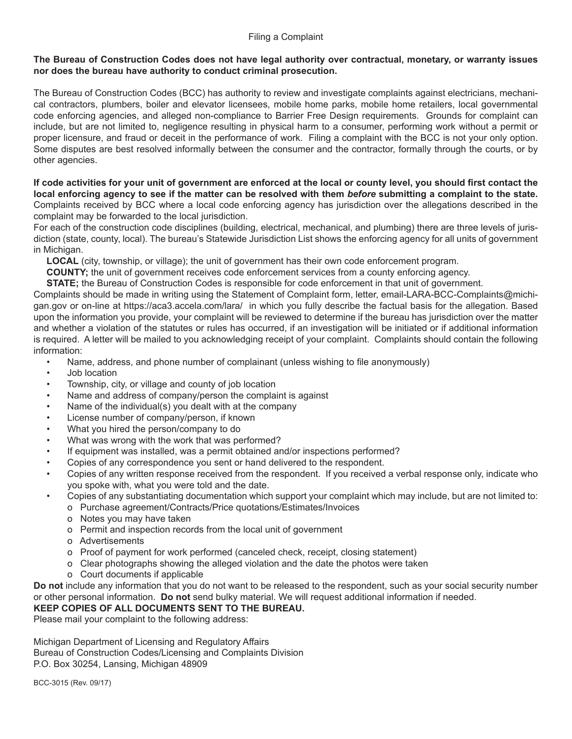# Filing a Complaint

**The Bureau of Construction Codes does not have legal authority over contractual, monetary, or warranty issues nor does the bureau have authority to conduct criminal prosecution.**

The Bureau of Construction Codes (BCC) has authority to review and investigate complaints against electricians, mechanical contractors, plumbers, boiler and elevator licensees, mobile home parks, mobile home retailers, local governmental code enforcing agencies, and alleged non-compliance to Barrier Free Design requirements. Grounds for complaint can include, but are not limited to, negligence resulting in physical harm to a consumer, performing work without a permit or proper licensure, and fraud or deceit in the performance of work. Filing a complaint with the BCC is not your only option. Some disputes are best resolved informally between the consumer and the contractor, formally through the courts, or by other agencies.

**If code activities for your unit of government are enforced at the local or county level, you should first contact the local enforcing agency to see if the matter can be resolved with them *before* submitting a complaint to the state.** Complaints received by BCC where a local code enforcing agency has jurisdiction over the allegations described in the complaint may be forwarded to the local jurisdiction.

For each of the construction code disciplines (building, electrical, mechanical, and plumbing) there are three levels of jurisdiction (state, county, local). The bureau's Statewide Jurisdiction List shows the enforcing agency for all units of government in Michigan.

**LOCAL** (city, township, or village); the unit of government has their own code enforcement program.

**COUNTY;** the unit of government receives code enforcement services from a county enforcing agency.

**STATE;** the Bureau of Construction Codes is responsible for code enforcement in that unit of government.

Complaints should be made in writing using the Statement of Complaint form, letter, email-LARA-BCC-Complaints@michigan.gov or on-line at https://aca3.accela.com/lara/ in which you fully describe the factual basis for the allegation. Based upon the information you provide, your complaint will be reviewed to determine if the bureau has jurisdiction over the matter and whether a violation of the statutes or rules has occurred, if an investigation will be initiated or if additional information is required. A letter will be mailed to you acknowledging receipt of your complaint. Complaints should contain the following information:

- Name, address, and phone number of complainant (unless wishing to file anonymously)
- Job location
- Township, city, or village and county of job location
- Name and address of company/person the complaint is against
- Name of the individual(s) you dealt with at the company
- License number of company/person, if known
- What you hired the person/company to do
- What was wrong with the work that was performed?
- If equipment was installed, was a permit obtained and/or inspections performed?
- Copies of any correspondence you sent or hand delivered to the respondent.
- Copies of any written response received from the respondent. If you received a verbal response only, indicate who you spoke with, what you were told and the date.
- Copies of any substantiating documentation which support your complaint which may include, but are not limited to:
  - Purchase agreement/Contracts/Price quotations/Estimates/Invoices
  - Notes you may have taken
  - Permit and inspection records from the local unit of government
  - Advertisements
  - Proof of payment for work performed (canceled check, receipt, closing statement)
  - Clear photographs showing the alleged violation and the date the photos were taken
  - Court documents if applicable

**Do not** include any information that you do not want to be released to the respondent, such as your social security number or other personal information. **Do not** send bulky material. We will request additional information if needed.

**KEEP COPIES OF ALL DOCUMENTS SENT TO THE BUREAU.**

Please mail your complaint to the following address:

Michigan Department of Licensing and Regulatory Affairs
Bureau of Construction Codes/Licensing and Complaints Division
P.O. Box 30254, Lansing, Michigan 48909

BCC-3015 (Rev. 09/17)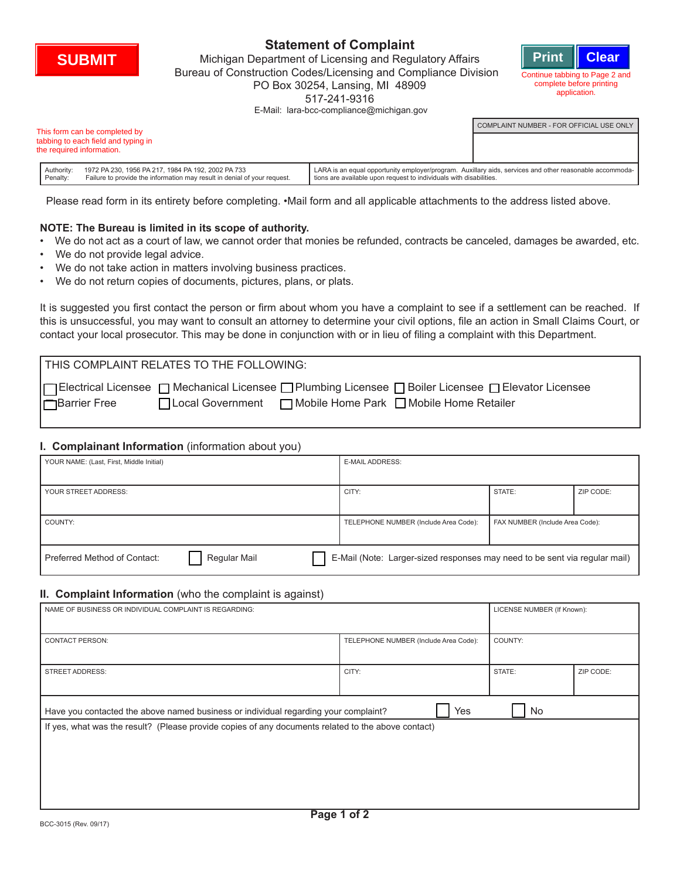SUBMIT

# Statement of Complaint

Michigan Department of Licensing and Regulatory Affairs
Bureau of Construction Codes/Licensing and Compliance Division
PO Box 30254, Lansing, MI 48909
517-241-9316
E-Mail: lara-bcc-compliance@michigan.gov

Print | Clear

Continue tabbing to Page 2 and complete before printing application.

This form can be completed by tabbing to each field and typing in the required information.

| COMPLAINT NUMBER - FOR OFFICIAL USE ONLY |
|---|
| |

| Authority: 1972 PA 230, 1956 PA 217, 1984 PA 192, 2002 PA 733<br>Penalty: Failure to provide the information may result in denial of your request. | LARA is an equal opportunity employer/program. Auxillary aids, services and other reasonable accommodations are available upon request to individuals with disabilities. |
|---|---|

Please read form in its entirety before completing. •Mail form and all applicable attachments to the address listed above.

**NOTE: The Bureau is limited in its scope of authority.**

- We do not act as a court of law, we cannot order that monies be refunded, contracts be canceled, damages be awarded, etc.
- We do not provide legal advice.
- We do not take action in matters involving business practices.
- We do not return copies of documents, pictures, plans, or plats.

It is suggested you first contact the person or firm about whom you have a complaint to see if a settlement can be reached. If this is unsuccessful, you may want to consult an attorney to determine your civil options, file an action in Small Claims Court, or contact your local prosecutor. This may be done in conjunction with or in lieu of filing a complaint with this Department.

THIS COMPLAINT RELATES TO THE FOLLOWING:

☐ Electrical Licensee ☐ Mechanical Licensee ☐ Plumbing Licensee ☐ Boiler Licensee ☐ Elevator Licensee
☐ Barrier Free ☐ Local Government ☐ Mobile Home Park ☐ Mobile Home Retailer

## I. Complainant Information (information about you)

| YOUR NAME: (Last, First, Middle Initial) | E-MAIL ADDRESS: | | |
|---|---|---|---|
| YOUR STREET ADDRESS: | CITY: | STATE: | ZIP CODE: |
| COUNTY: | TELEPHONE NUMBER (Include Area Code): | FAX NUMBER (Include Area Code): | |

Preferred Method of Contact: ☐ Regular Mail ☐ E-Mail (Note: Larger-sized responses may need to be sent via regular mail)

## II. Complaint Information (who the complaint is against)

| NAME OF BUSINESS OR INDIVIDUAL COMPLAINT IS REGARDING: | | LICENSE NUMBER (If Known): | |
|---|---|---|---|
| CONTACT PERSON: | TELEPHONE NUMBER (Include Area Code): | COUNTY: | |
| STREET ADDRESS: | CITY: | STATE: | ZIP CODE: |

Have you contacted the above named business or individual regarding your complaint? ☐ Yes ☐ No

If yes, what was the result? (Please provide copies of any documents related to the above contact)

BCC-3015 (Rev. 09/17)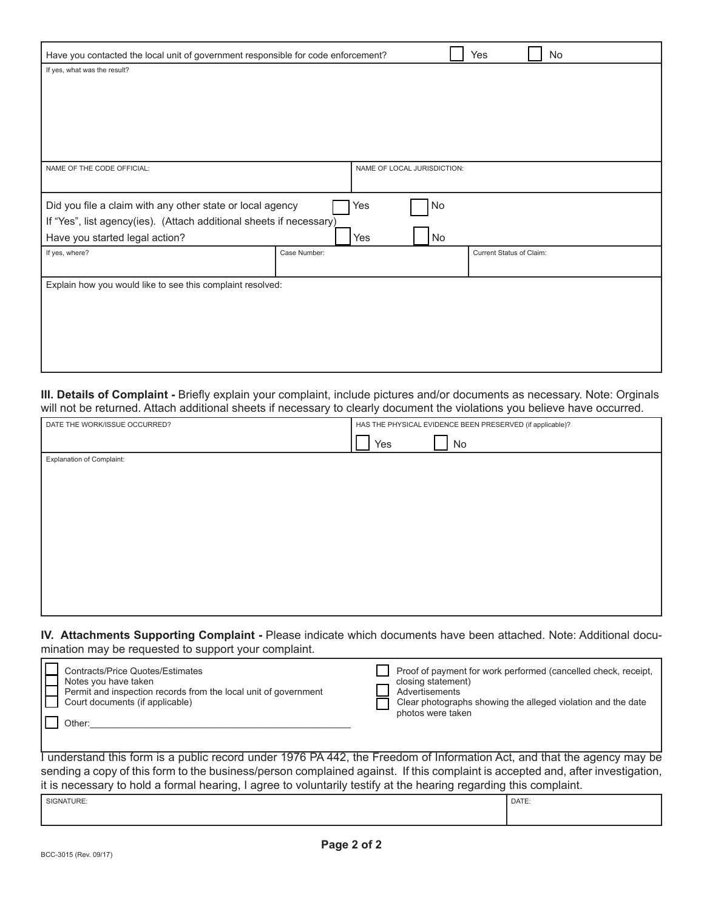| | | |
|---|---|---|
| Have you contacted the local unit of government responsible for code enforcement? | ☐ Yes | ☐ No |

If yes, what was the result?

| NAME OF THE CODE OFFICIAL: | NAME OF LOCAL JURISDICTION: |
|---|---|
| | |

Did you file a claim with any other state or local agency ☐ Yes ☐ No

If "Yes", list agency(ies). (Attach additional sheets if necessary)

Have you started legal action? ☐ Yes ☐ No

| If yes, where? | Case Number: | Current Status of Claim: |
|---|---|---|
| | | |

Explain how you would like to see this complaint resolved:

**III. Details of Complaint -** Briefly explain your complaint, include pictures and/or documents as necessary. Note: Orginals will not be returned. Attach additional sheets if necessary to clearly document the violations you believe have occurred.

| DATE THE WORK/ISSUE OCCURRED? | HAS THE PHYSICAL EVIDENCE BEEN PRESERVED (if applicable)? |
|---|---|
| | ☐ Yes ☐ No |

Explanation of Complaint:

**IV. Attachments Supporting Complaint -** Please indicate which documents have been attached. Note: Additional documination may be requested to support your complaint.

- ☐ Contracts/Price Quotes/Estimates
- ☐ Notes you have taken
- ☐ Permit and inspection records from the local unit of government
- ☐ Court documents (if applicable)
- ☐ Other:\_\_\_\_\_\_\_\_\_\_\_\_\_\_\_\_\_\_\_\_\_\_\_\_\_\_\_\_\_\_\_\_\_\_\_\_
- ☐ Proof of payment for work performed (cancelled check, receipt, closing statement)
- ☐ Advertisements
- ☐ Clear photographs showing the alleged violation and the date photos were taken

I understand this form is a public record under 1976 PA 442, the Freedom of Information Act, and that the agency may be sending a copy of this form to the business/person complained against. If this complaint is accepted and, after investigation, it is necessary to hold a formal hearing, I agree to voluntarily testify at the hearing regarding this complaint.

| SIGNATURE: | DATE: |
|---|---|
| | |

BCC-3015 (Rev. 09/17)